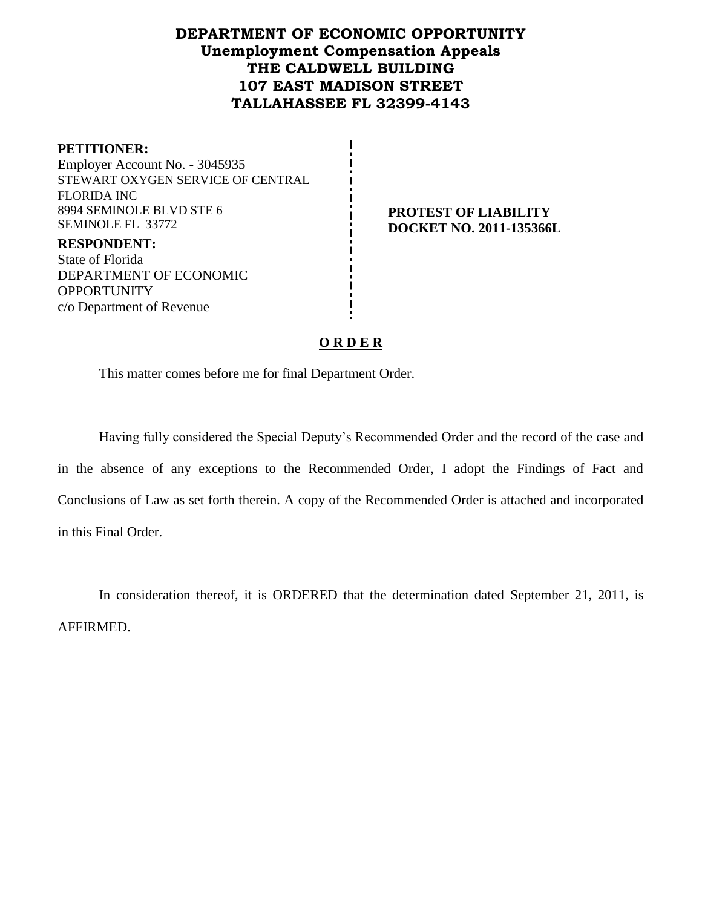# DEPARTMENT OF ECONOMIC OPPORTUNITY
## Unemployment Compensation Appeals
## THE CALDWELL BUILDING
## 107 EAST MADISON STREET
## TALLAHASSEE FL 32399-4143

**PETITIONER:**
Employer Account No. - 3045935
STEWART OXYGEN SERVICE OF CENTRAL FLORIDA INC
8994 SEMINOLE BLVD STE 6
SEMINOLE FL 33772

**RESPONDENT:**
State of Florida
DEPARTMENT OF ECONOMIC OPPORTUNITY
c/o Department of Revenue

**PROTEST OF LIABILITY**
**DOCKET NO. 2011-135366L**

**O R D E R**

This matter comes before me for final Department Order.

Having fully considered the Special Deputy's Recommended Order and the record of the case and in the absence of any exceptions to the Recommended Order, I adopt the Findings of Fact and Conclusions of Law as set forth therein. A copy of the Recommended Order is attached and incorporated in this Final Order.

In consideration thereof, it is ORDERED that the determination dated September 21, 2011, is AFFIRMED.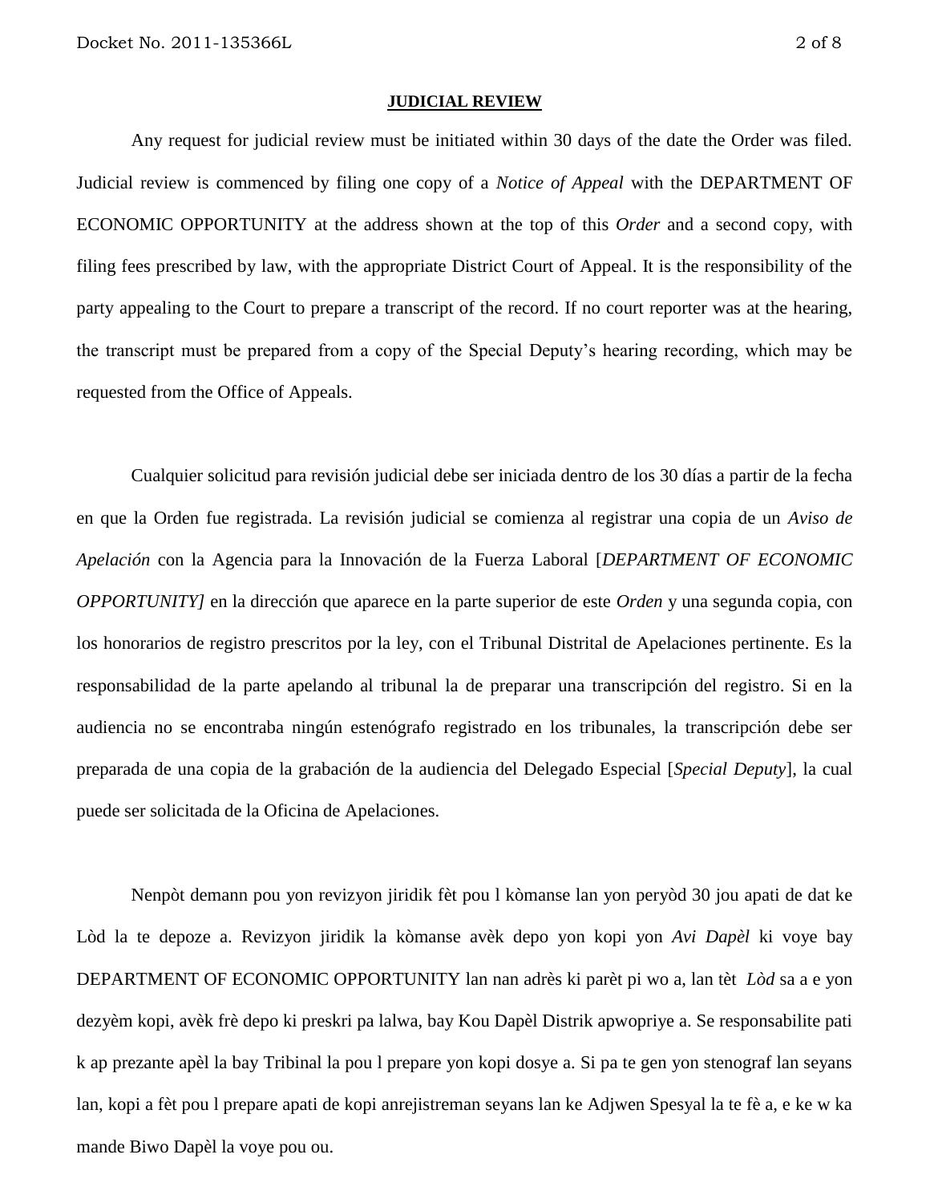## JUDICIAL REVIEW

Any request for judicial review must be initiated within 30 days of the date the Order was filed. Judicial review is commenced by filing one copy of a *Notice of Appeal* with the DEPARTMENT OF ECONOMIC OPPORTUNITY at the address shown at the top of this *Order* and a second copy, with filing fees prescribed by law, with the appropriate District Court of Appeal. It is the responsibility of the party appealing to the Court to prepare a transcript of the record. If no court reporter was at the hearing, the transcript must be prepared from a copy of the Special Deputy's hearing recording, which may be requested from the Office of Appeals.

Cualquier solicitud para revisión judicial debe ser iniciada dentro de los 30 días a partir de la fecha en que la Orden fue registrada. La revisión judicial se comienza al registrar una copia de un *Aviso de Apelación* con la Agencia para la Innovación de la Fuerza Laboral [*DEPARTMENT OF ECONOMIC OPPORTUNITY]* en la dirección que aparece en la parte superior de este *Orden* y una segunda copia, con los honorarios de registro prescritos por la ley, con el Tribunal Distrital de Apelaciones pertinente. Es la responsabilidad de la parte apelando al tribunal la de preparar una transcripción del registro. Si en la audiencia no se encontraba ningún estenógrafo registrado en los tribunales, la transcripción debe ser preparada de una copia de la grabación de la audiencia del Delegado Especial [*Special Deputy*], la cual puede ser solicitada de la Oficina de Apelaciones.

Nenpòt demann pou yon revizyon jiridik fèt pou l kòmanse lan yon peryòd 30 jou apati de dat ke Lòd la te depoze a. Revizyon jiridik la kòmanse avèk depo yon kopi yon *Avi Dapèl* ki voye bay DEPARTMENT OF ECONOMIC OPPORTUNITY lan nan adrès ki parèt pi wo a, lan tèt *Lòd* sa a e yon dezyèm kopi, avèk frè depo ki preskri pa lalwa, bay Kou Dapèl Distrik apwopriye a. Se responsabilite pati k ap prezante apèl la bay Tribinal la pou l prepare yon kopi dosye a. Si pa te gen yon stenograf lan seyans lan, kopi a fèt pou l prepare apati de kopi anrejistreman seyans lan ke Adjwen Spesyal la te fè a, e ke w ka mande Biwo Dapèl la voye pou ou.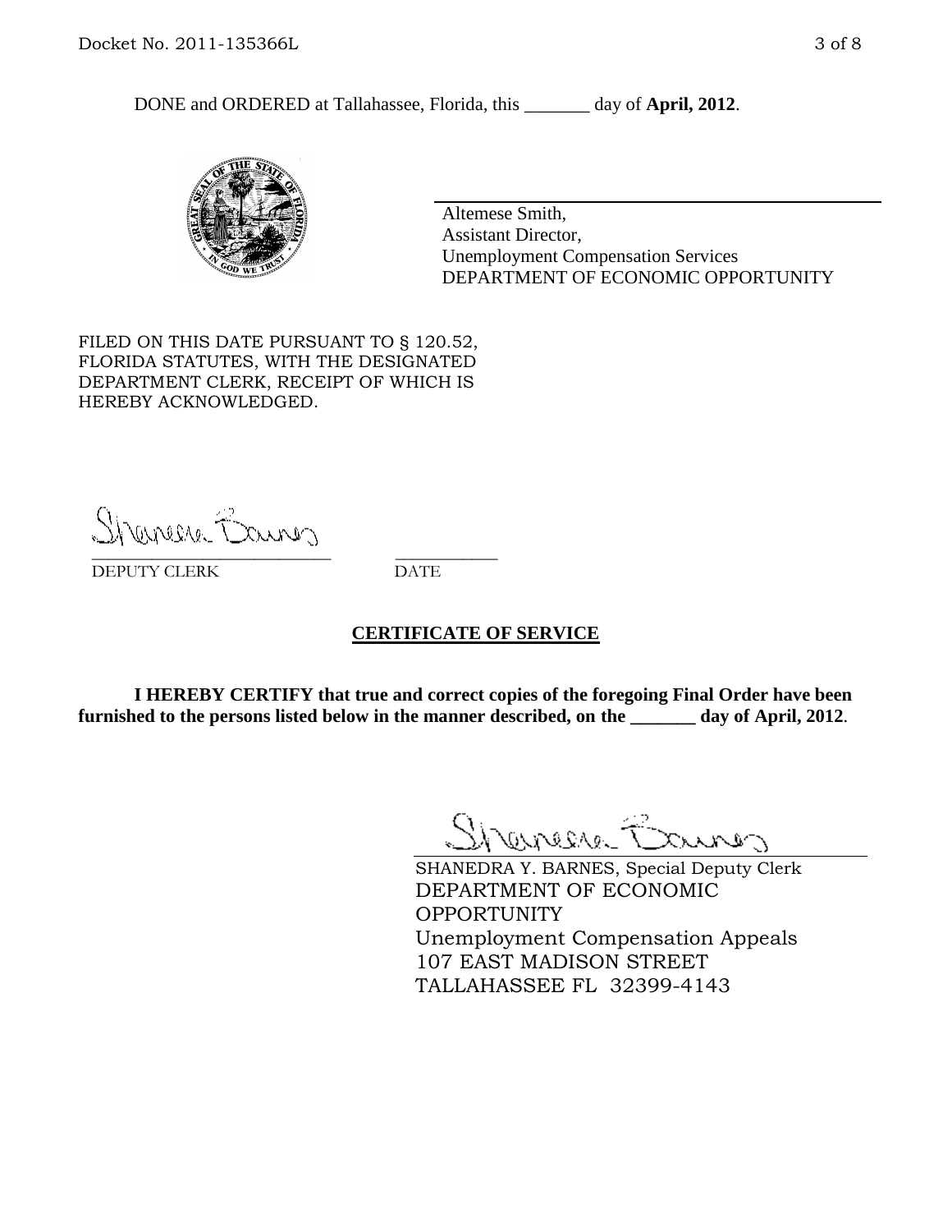DONE and ORDERED at Tallahassee, Florida, this _______ day of **April, 2012**.

Altemese Smith,
Assistant Director,
Unemployment Compensation Services
DEPARTMENT OF ECONOMIC OPPORTUNITY

FILED ON THIS DATE PURSUANT TO § 120.52, FLORIDA STATUTES, WITH THE DESIGNATED DEPARTMENT CLERK, RECEIPT OF WHICH IS HEREBY ACKNOWLEDGED.

___________________________ ___________
DEPUTY CLERK DATE

## CERTIFICATE OF SERVICE

**I HEREBY CERTIFY that true and correct copies of the foregoing Final Order have been furnished to the persons listed below in the manner described, on the _______ day of April, 2012**.

SHANEDRA Y. BARNES, Special Deputy Clerk
DEPARTMENT OF ECONOMIC OPPORTUNITY
Unemployment Compensation Appeals
107 EAST MADISON STREET
TALLAHASSEE FL 32399-4143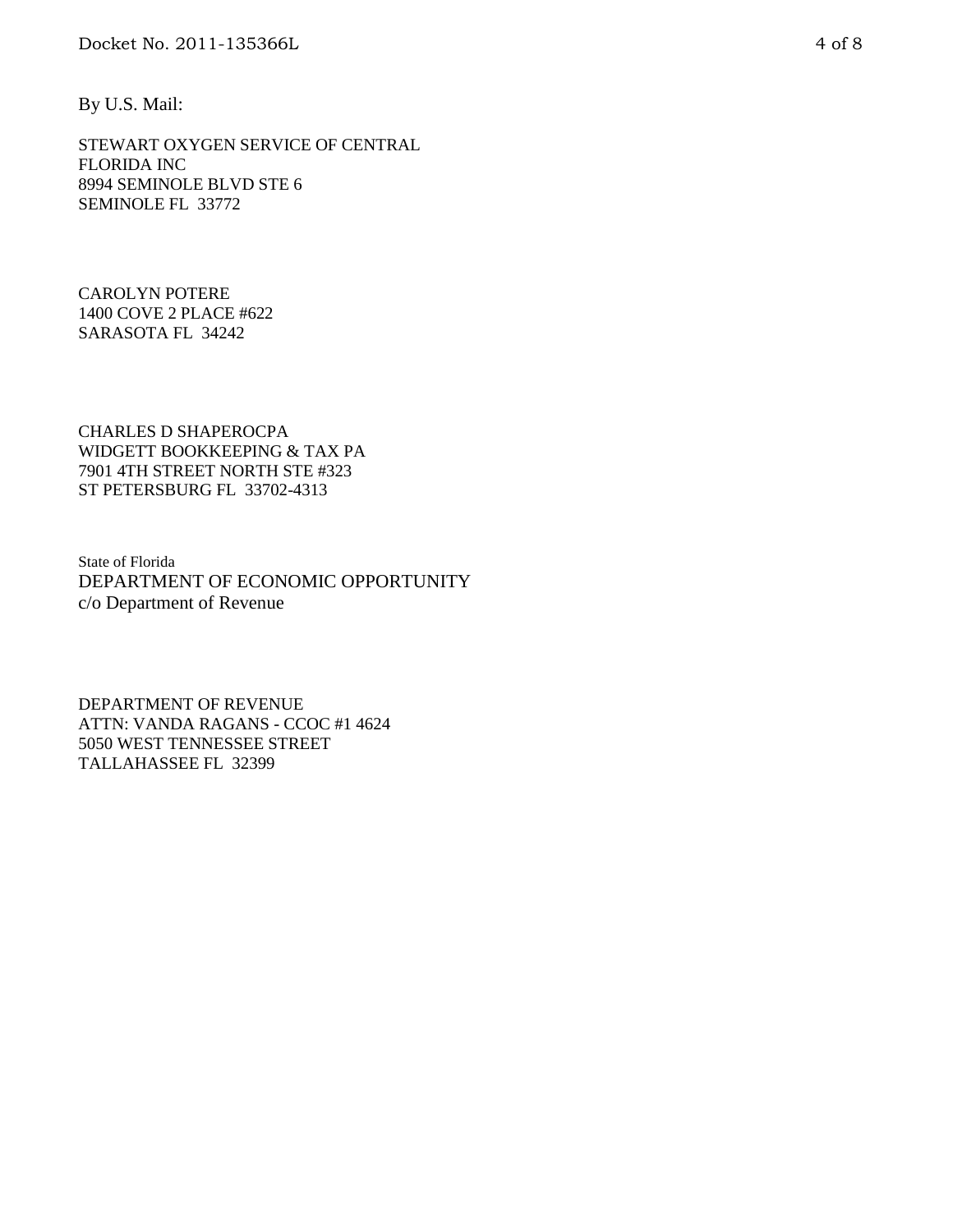By U.S. Mail:

STEWART OXYGEN SERVICE OF CENTRAL
FLORIDA INC
8994 SEMINOLE BLVD STE 6
SEMINOLE FL 33772

CAROLYN POTERE
1400 COVE 2 PLACE #622
SARASOTA FL 34242

CHARLES D SHAPEROCPA
WIDGETT BOOKKEEPING & TAX PA
7901 4TH STREET NORTH STE #323
ST PETERSBURG FL 33702-4313

State of Florida
DEPARTMENT OF ECONOMIC OPPORTUNITY
c/o Department of Revenue

DEPARTMENT OF REVENUE
ATTN: VANDA RAGANS - CCOC #1 4624
5050 WEST TENNESSEE STREET
TALLAHASSEE FL 32399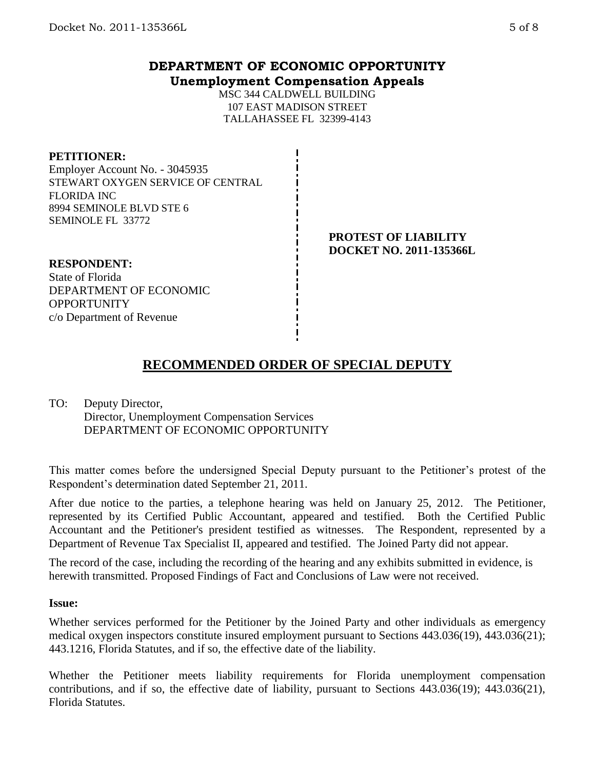# DEPARTMENT OF ECONOMIC OPPORTUNITY
## Unemployment Compensation Appeals

MSC 344 CALDWELL BUILDING
107 EAST MADISON STREET
TALLAHASSEE FL 32399-4143

**PETITIONER:**
Employer Account No. - 3045935
STEWART OXYGEN SERVICE OF CENTRAL FLORIDA INC
8994 SEMINOLE BLVD STE 6
SEMINOLE FL 33772

**PROTEST OF LIABILITY**
**DOCKET NO. 2011-135366L**

**RESPONDENT:**
State of Florida
DEPARTMENT OF ECONOMIC OPPORTUNITY
c/o Department of Revenue

## RECOMMENDED ORDER OF SPECIAL DEPUTY

TO: Deputy Director,
Director, Unemployment Compensation Services
DEPARTMENT OF ECONOMIC OPPORTUNITY

This matter comes before the undersigned Special Deputy pursuant to the Petitioner's protest of the Respondent's determination dated September 21, 2011.

After due notice to the parties, a telephone hearing was held on January 25, 2012. The Petitioner, represented by its Certified Public Accountant, appeared and testified. Both the Certified Public Accountant and the Petitioner's president testified as witnesses. The Respondent, represented by a Department of Revenue Tax Specialist II, appeared and testified. The Joined Party did not appear.

The record of the case, including the recording of the hearing and any exhibits submitted in evidence, is herewith transmitted. Proposed Findings of Fact and Conclusions of Law were not received.

**Issue:**

Whether services performed for the Petitioner by the Joined Party and other individuals as emergency medical oxygen inspectors constitute insured employment pursuant to Sections 443.036(19), 443.036(21); 443.1216, Florida Statutes, and if so, the effective date of the liability.

Whether the Petitioner meets liability requirements for Florida unemployment compensation contributions, and if so, the effective date of liability, pursuant to Sections 443.036(19); 443.036(21), Florida Statutes.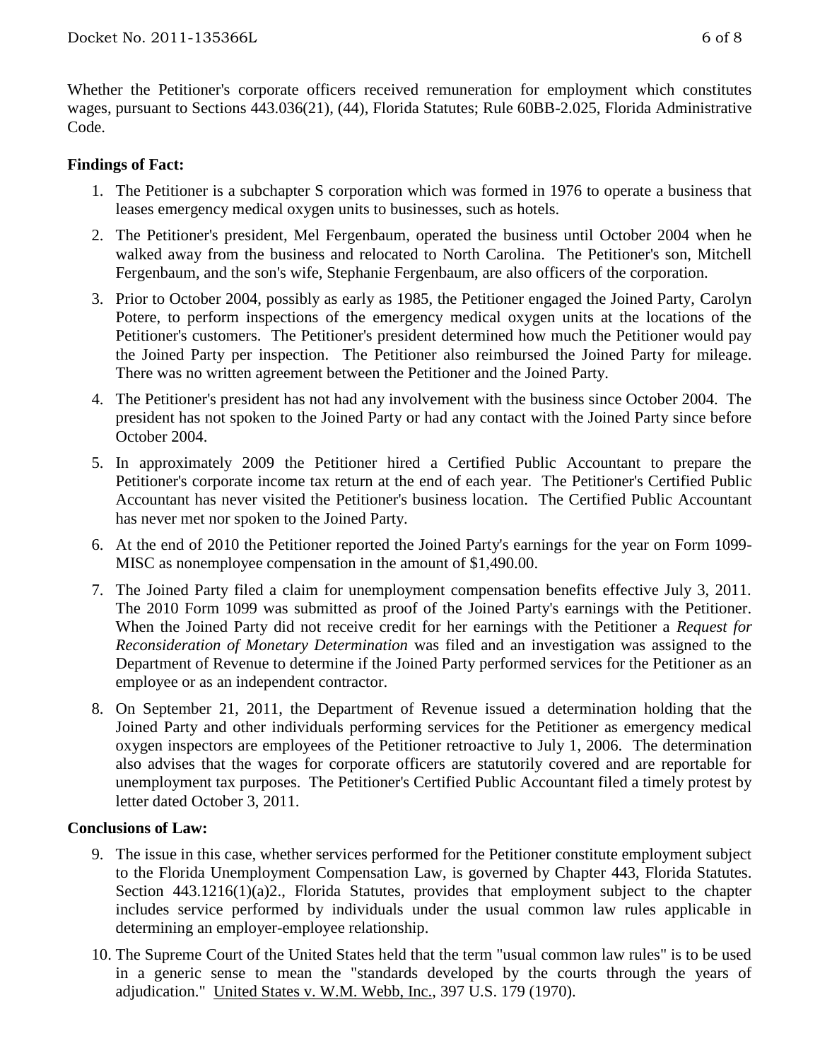Whether the Petitioner's corporate officers received remuneration for employment which constitutes wages, pursuant to Sections 443.036(21), (44), Florida Statutes; Rule 60BB-2.025, Florida Administrative Code.

**Findings of Fact:**

1. The Petitioner is a subchapter S corporation which was formed in 1976 to operate a business that leases emergency medical oxygen units to businesses, such as hotels.
2. The Petitioner's president, Mel Fergenbaum, operated the business until October 2004 when he walked away from the business and relocated to North Carolina. The Petitioner's son, Mitchell Fergenbaum, and the son's wife, Stephanie Fergenbaum, are also officers of the corporation.
3. Prior to October 2004, possibly as early as 1985, the Petitioner engaged the Joined Party, Carolyn Potere, to perform inspections of the emergency medical oxygen units at the locations of the Petitioner's customers. The Petitioner's president determined how much the Petitioner would pay the Joined Party per inspection. The Petitioner also reimbursed the Joined Party for mileage. There was no written agreement between the Petitioner and the Joined Party.
4. The Petitioner's president has not had any involvement with the business since October 2004. The president has not spoken to the Joined Party or had any contact with the Joined Party since before October 2004.
5. In approximately 2009 the Petitioner hired a Certified Public Accountant to prepare the Petitioner's corporate income tax return at the end of each year. The Petitioner's Certified Public Accountant has never visited the Petitioner's business location. The Certified Public Accountant has never met nor spoken to the Joined Party.
6. At the end of 2010 the Petitioner reported the Joined Party's earnings for the year on Form 1099-MISC as nonemployee compensation in the amount of $1,490.00.
7. The Joined Party filed a claim for unemployment compensation benefits effective July 3, 2011. The 2010 Form 1099 was submitted as proof of the Joined Party's earnings with the Petitioner. When the Joined Party did not receive credit for her earnings with the Petitioner a *Request for Reconsideration of Monetary Determination* was filed and an investigation was assigned to the Department of Revenue to determine if the Joined Party performed services for the Petitioner as an employee or as an independent contractor.
8. On September 21, 2011, the Department of Revenue issued a determination holding that the Joined Party and other individuals performing services for the Petitioner as emergency medical oxygen inspectors are employees of the Petitioner retroactive to July 1, 2006. The determination also advises that the wages for corporate officers are statutorily covered and are reportable for unemployment tax purposes. The Petitioner's Certified Public Accountant filed a timely protest by letter dated October 3, 2011.

**Conclusions of Law:**

9. The issue in this case, whether services performed for the Petitioner constitute employment subject to the Florida Unemployment Compensation Law, is governed by Chapter 443, Florida Statutes. Section 443.1216(1)(a)2., Florida Statutes, provides that employment subject to the chapter includes service performed by individuals under the usual common law rules applicable in determining an employer-employee relationship.
10. The Supreme Court of the United States held that the term "usual common law rules" is to be used in a generic sense to mean the "standards developed by the courts through the years of adjudication." United States v. W.M. Webb, Inc., 397 U.S. 179 (1970).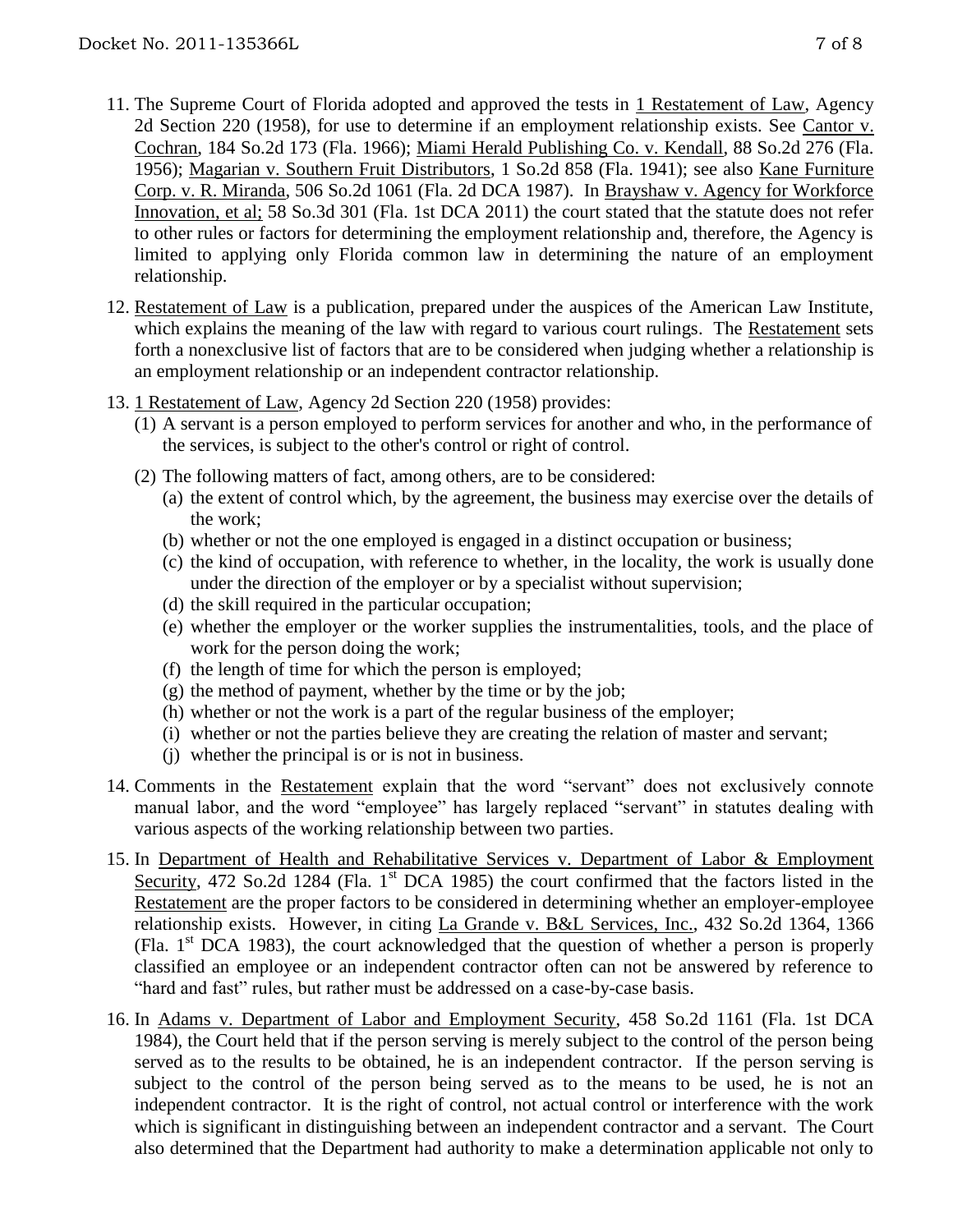11. The Supreme Court of Florida adopted and approved the tests in 1 Restatement of Law, Agency 2d Section 220 (1958), for use to determine if an employment relationship exists. See Cantor v. Cochran, 184 So.2d 173 (Fla. 1966); Miami Herald Publishing Co. v. Kendall, 88 So.2d 276 (Fla. 1956); Magarian v. Southern Fruit Distributors, 1 So.2d 858 (Fla. 1941); see also Kane Furniture Corp. v. R. Miranda, 506 So.2d 1061 (Fla. 2d DCA 1987). In Brayshaw v. Agency for Workforce Innovation, et al; 58 So.3d 301 (Fla. 1st DCA 2011) the court stated that the statute does not refer to other rules or factors for determining the employment relationship and, therefore, the Agency is limited to applying only Florida common law in determining the nature of an employment relationship.

12. Restatement of Law is a publication, prepared under the auspices of the American Law Institute, which explains the meaning of the law with regard to various court rulings. The Restatement sets forth a nonexclusive list of factors that are to be considered when judging whether a relationship is an employment relationship or an independent contractor relationship.

13. 1 Restatement of Law, Agency 2d Section 220 (1958) provides:
    (1) A servant is a person employed to perform services for another and who, in the performance of the services, is subject to the other's control or right of control.
    (2) The following matters of fact, among others, are to be considered:
        (a) the extent of control which, by the agreement, the business may exercise over the details of the work;
        (b) whether or not the one employed is engaged in a distinct occupation or business;
        (c) the kind of occupation, with reference to whether, in the locality, the work is usually done under the direction of the employer or by a specialist without supervision;
        (d) the skill required in the particular occupation;
        (e) whether the employer or the worker supplies the instrumentalities, tools, and the place of work for the person doing the work;
        (f) the length of time for which the person is employed;
        (g) the method of payment, whether by the time or by the job;
        (h) whether or not the work is a part of the regular business of the employer;
        (i) whether or not the parties believe they are creating the relation of master and servant;
        (j) whether the principal is or is not in business.

14. Comments in the Restatement explain that the word "servant" does not exclusively connote manual labor, and the word "employee" has largely replaced "servant" in statutes dealing with various aspects of the working relationship between two parties.

15. In Department of Health and Rehabilitative Services v. Department of Labor & Employment Security, 472 So.2d 1284 (Fla. 1st DCA 1985) the court confirmed that the factors listed in the Restatement are the proper factors to be considered in determining whether an employer-employee relationship exists. However, in citing La Grande v. B&L Services, Inc., 432 So.2d 1364, 1366 (Fla. 1st DCA 1983), the court acknowledged that the question of whether a person is properly classified an employee or an independent contractor often can not be answered by reference to "hard and fast" rules, but rather must be addressed on a case-by-case basis.

16. In Adams v. Department of Labor and Employment Security, 458 So.2d 1161 (Fla. 1st DCA 1984), the Court held that if the person serving is merely subject to the control of the person being served as to the results to be obtained, he is an independent contractor. If the person serving is subject to the control of the person being served as to the means to be used, he is not an independent contractor. It is the right of control, not actual control or interference with the work which is significant in distinguishing between an independent contractor and a servant. The Court also determined that the Department had authority to make a determination applicable not only to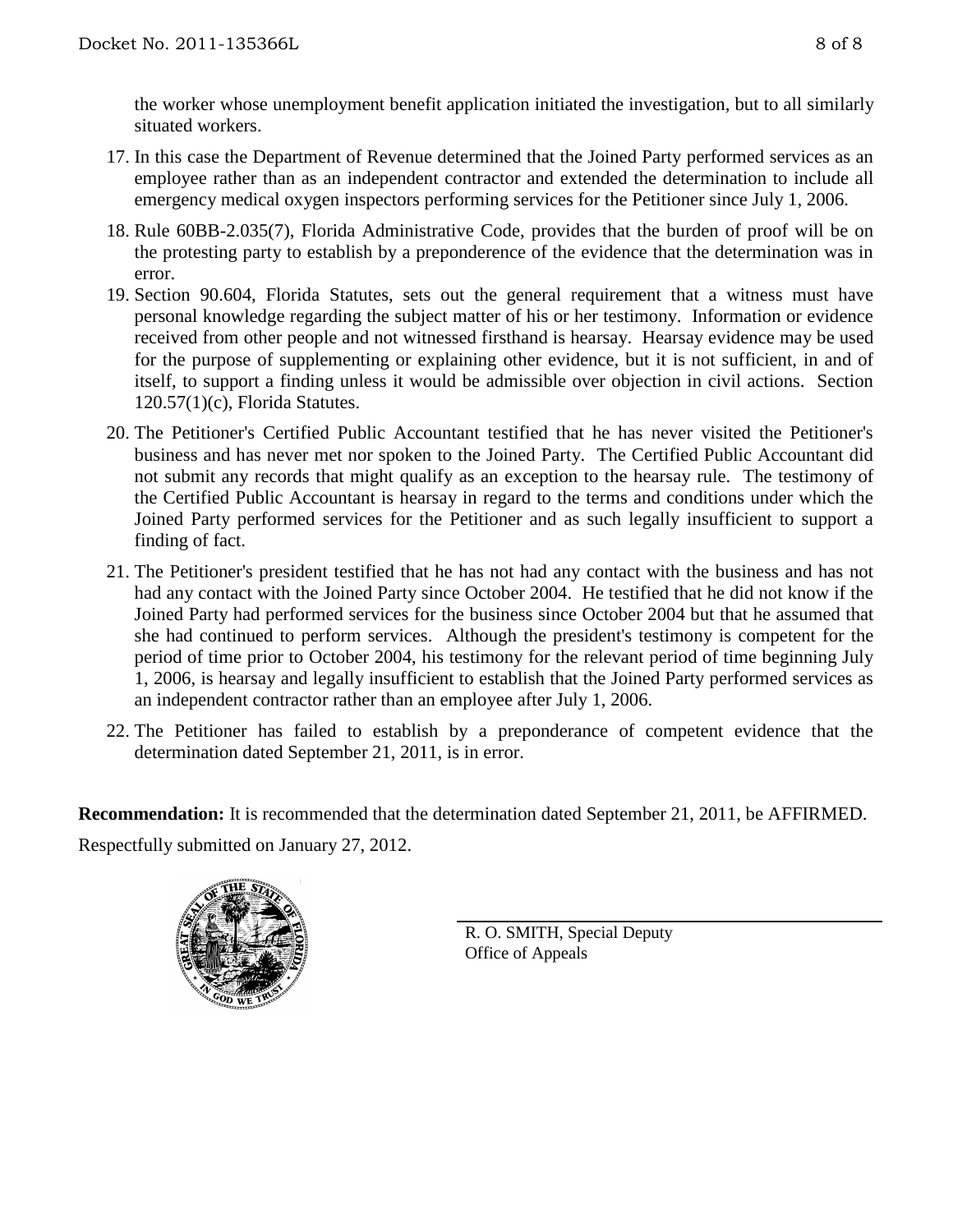the worker whose unemployment benefit application initiated the investigation, but to all similarly situated workers.

17. In this case the Department of Revenue determined that the Joined Party performed services as an employee rather than as an independent contractor and extended the determination to include all emergency medical oxygen inspectors performing services for the Petitioner since July 1, 2006.
18. Rule 60BB-2.035(7), Florida Administrative Code, provides that the burden of proof will be on the protesting party to establish by a preponderence of the evidence that the determination was in error.
19. Section 90.604, Florida Statutes, sets out the general requirement that a witness must have personal knowledge regarding the subject matter of his or her testimony. Information or evidence received from other people and not witnessed firsthand is hearsay. Hearsay evidence may be used for the purpose of supplementing or explaining other evidence, but it is not sufficient, in and of itself, to support a finding unless it would be admissible over objection in civil actions. Section 120.57(1)(c), Florida Statutes.
20. The Petitioner's Certified Public Accountant testified that he has never visited the Petitioner's business and has never met nor spoken to the Joined Party. The Certified Public Accountant did not submit any records that might qualify as an exception to the hearsay rule. The testimony of the Certified Public Accountant is hearsay in regard to the terms and conditions under which the Joined Party performed services for the Petitioner and as such legally insufficient to support a finding of fact.
21. The Petitioner's president testified that he has not had any contact with the business and has not had any contact with the Joined Party since October 2004. He testified that he did not know if the Joined Party had performed services for the business since October 2004 but that he assumed that she had continued to perform services. Although the president's testimony is competent for the period of time prior to October 2004, his testimony for the relevant period of time beginning July 1, 2006, is hearsay and legally insufficient to establish that the Joined Party performed services as an independent contractor rather than an employee after July 1, 2006.
22. The Petitioner has failed to establish by a preponderance of competent evidence that the determination dated September 21, 2011, is in error.

**Recommendation:** It is recommended that the determination dated September 21, 2011, be AFFIRMED.

Respectfully submitted on January 27, 2012.

R. O. SMITH, Special Deputy
Office of Appeals